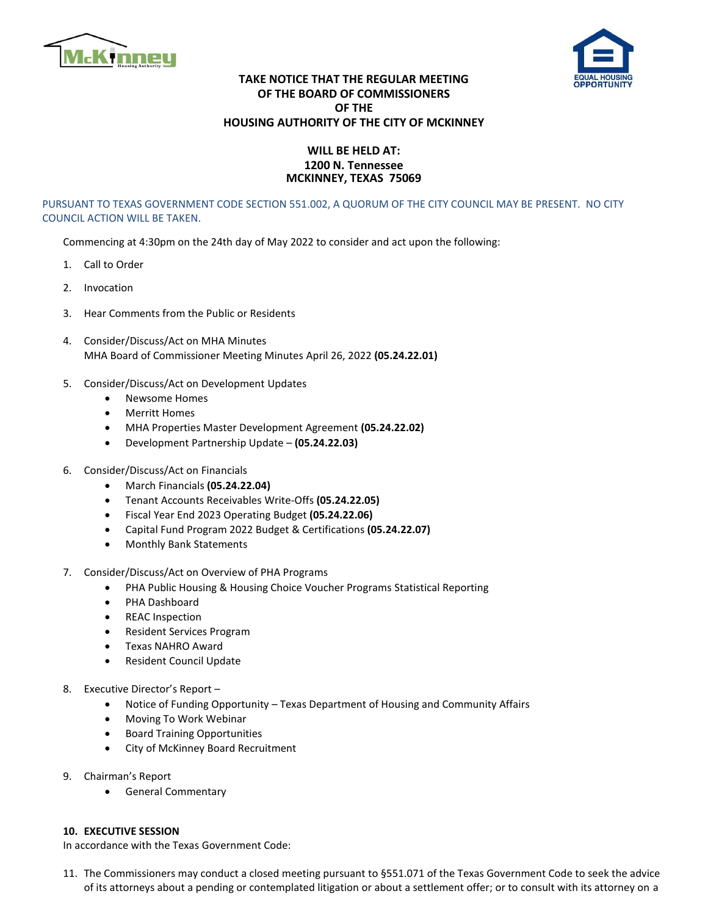**TAKE NOTICE THAT THE REGULAR MEETING
OF THE BOARD OF COMMISSIONERS
OF THE
HOUSING AUTHORITY OF THE CITY OF MCKINNEY**

**WILL BE HELD AT:
1200 N. Tennessee
MCKINNEY, TEXAS 75069**

PURSUANT TO TEXAS GOVERNMENT CODE SECTION 551.002, A QUORUM OF THE CITY COUNCIL MAY BE PRESENT. NO CITY COUNCIL ACTION WILL BE TAKEN.

Commencing at 4:30pm on the 24th day of May 2022 to consider and act upon the following:

1. Call to Order
2. Invocation
3. Hear Comments from the Public or Residents
4. Consider/Discuss/Act on MHA Minutes
   MHA Board of Commissioner Meeting Minutes April 26, 2022 **(05.24.22.01)**
5. Consider/Discuss/Act on Development Updates
   - Newsome Homes
   - Merritt Homes
   - MHA Properties Master Development Agreement **(05.24.22.02)**
   - Development Partnership Update – **(05.24.22.03)**
6. Consider/Discuss/Act on Financials
   - March Financials **(05.24.22.04)**
   - Tenant Accounts Receivables Write-Offs **(05.24.22.05)**
   - Fiscal Year End 2023 Operating Budget **(05.24.22.06)**
   - Capital Fund Program 2022 Budget & Certifications **(05.24.22.07)**
   - Monthly Bank Statements
7. Consider/Discuss/Act on Overview of PHA Programs
   - PHA Public Housing & Housing Choice Voucher Programs Statistical Reporting
   - PHA Dashboard
   - REAC Inspection
   - Resident Services Program
   - Texas NAHRO Award
   - Resident Council Update
8. Executive Director's Report –
   - Notice of Funding Opportunity – Texas Department of Housing and Community Affairs
   - Moving To Work Webinar
   - Board Training Opportunities
   - City of McKinney Board Recruitment
9. Chairman's Report
   - General Commentary

**10. EXECUTIVE SESSION**
In accordance with the Texas Government Code:

11. The Commissioners may conduct a closed meeting pursuant to §551.071 of the Texas Government Code to seek the advice of its attorneys about a pending or contemplated litigation or about a settlement offer; or to consult with its attorney on a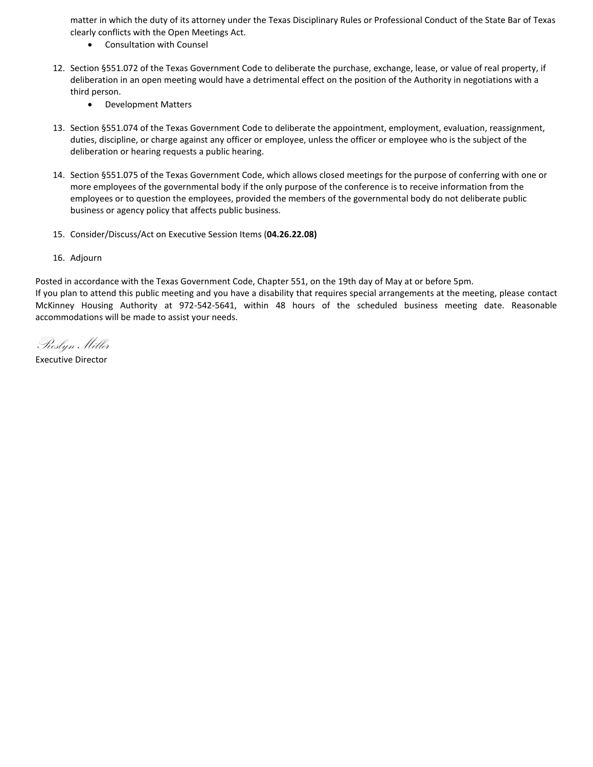matter in which the duty of its attorney under the Texas Disciplinary Rules or Professional Conduct of the State Bar of Texas clearly conflicts with the Open Meetings Act.

- Consultation with Counsel

12. Section §551.072 of the Texas Government Code to deliberate the purchase, exchange, lease, or value of real property, if deliberation in an open meeting would have a detrimental effect on the position of the Authority in negotiations with a third person.
    - Development Matters

13. Section §551.074 of the Texas Government Code to deliberate the appointment, employment, evaluation, reassignment, duties, discipline, or charge against any officer or employee, unless the officer or employee who is the subject of the deliberation or hearing requests a public hearing.

14. Section §551.075 of the Texas Government Code, which allows closed meetings for the purpose of conferring with one or more employees of the governmental body if the only purpose of the conference is to receive information from the employees or to question the employees, provided the members of the governmental body do not deliberate public business or agency policy that affects public business.

15. Consider/Discuss/Act on Executive Session Items (**04.26.22.08)**

16. Adjourn

Posted in accordance with the Texas Government Code, Chapter 551, on the 19th day of May at or before 5pm.
If you plan to attend this public meeting and you have a disability that requires special arrangements at the meeting, please contact McKinney Housing Authority at 972-542-5641, within 48 hours of the scheduled business meeting date. Reasonable accommodations will be made to assist your needs.

*Roslyn Miller*
Executive Director